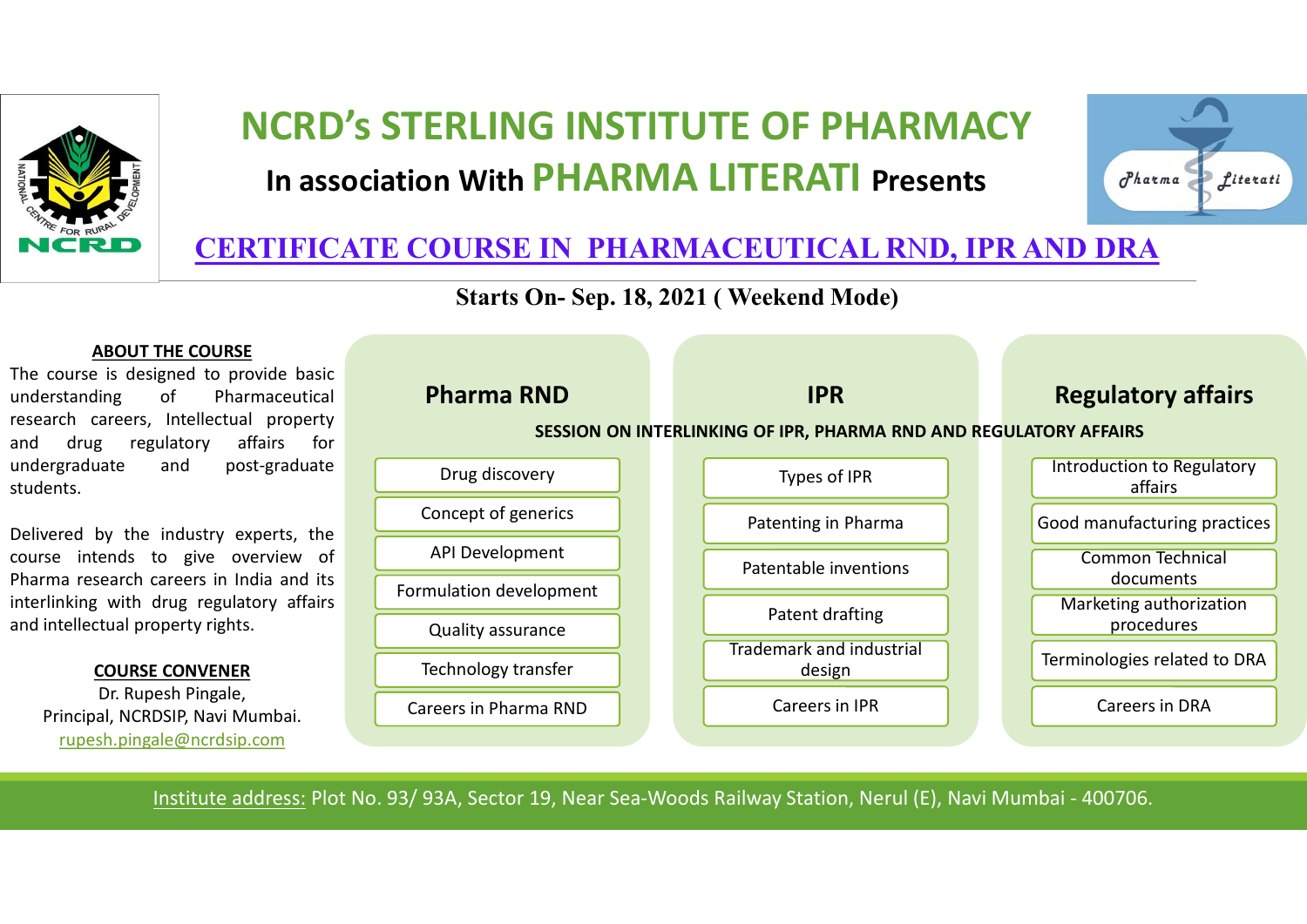# NCRD's STERLING INSTITUTE OF PHARMACY

## In association With PHARMA LITERATI Presents

## CERTIFICATE COURSE IN PHARMACEUTICAL RND, IPR AND DRA

**Starts On- Sep. 18, 2021 ( Weekend Mode)**

### ABOUT THE COURSE

The course is designed to provide basic understanding of Pharmaceutical research careers, Intellectual property and drug regulatory affairs for undergraduate and post-graduate students.

Delivered by the industry experts, the course intends to give overview of Pharma research careers in India and its interlinking with drug regulatory affairs and intellectual property rights.

### COURSE CONVENER

Dr. Rupesh Pingale,
Principal, NCRDSIP, Navi Mumbai.
rupesh.pingale@ncrdsip.com

**SESSION ON INTERLINKING OF IPR, PHARMA RND AND REGULATORY AFFAIRS**

### Pharma RND

- Drug discovery
- Concept of generics
- API Development
- Formulation development
- Quality assurance
- Technology transfer
- Careers in Pharma RND

### IPR

- Types of IPR
- Patenting in Pharma
- Patentable inventions
- Patent drafting
- Trademark and industrial design
- Careers in IPR

### Regulatory affairs

- Introduction to Regulatory affairs
- Good manufacturing practices
- Common Technical documents
- Marketing authorization procedures
- Terminologies related to DRA
- Careers in DRA

Institute address: Plot No. 93/ 93A, Sector 19, Near Sea-Woods Railway Station, Nerul (E), Navi Mumbai - 400706.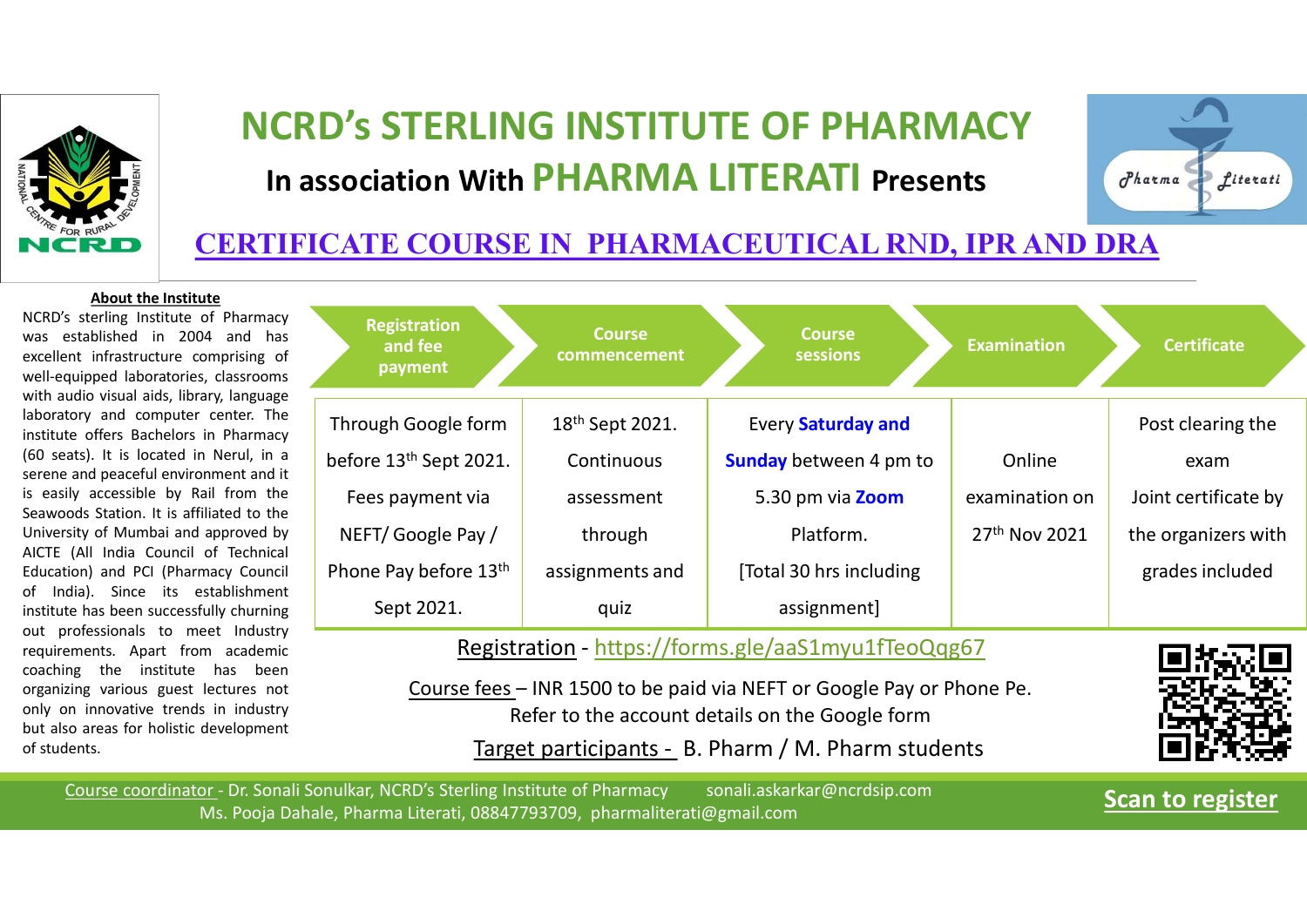# NCRD's STERLING INSTITUTE OF PHARMACY

## In association With PHARMA LITERATI Presents

## CERTIFICATE COURSE IN PHARMACEUTICAL RND, IPR AND DRA

**About the Institute**

NCRD's sterling Institute of Pharmacy was established in 2004 and has excellent infrastructure comprising of well-equipped laboratories, classrooms with audio visual aids, library, language laboratory and computer center. The institute offers Bachelors in Pharmacy (60 seats). It is located in Nerul, in a serene and peaceful environment and it is easily accessible by Rail from the Seawoods Station. It is affiliated to the University of Mumbai and approved by AICTE (All India Council of Technical Education) and PCI (Pharmacy Council of India). Since its establishment institute has been successfully churning out professionals to meet Industry requirements. Apart from academic coaching the institute has been organizing various guest lectures not only on innovative trends in industry but also areas for holistic development of students.

| Registration and fee payment | Course commencement | Course sessions | Examination | Certificate |
|---|---|---|---|---|
| Through Google form before 13th Sept 2021. Fees payment via NEFT/ Google Pay / Phone Pay before 13th Sept 2021. | 18th Sept 2021. Continuous assessment through assignments and quiz | Every **Saturday and Sunday** between 4 pm to 5.30 pm via **Zoom** Platform. [Total 30 hrs including assignment] | Online examination on 27th Nov 2021 | Post clearing the exam Joint certificate by the organizers with grades included |

Registration - https://forms.gle/aaS1myu1fTeoQqg67

Course fees – INR 1500 to be paid via NEFT or Google Pay or Phone Pe. Refer to the account details on the Google form

Target participants - B. Pharm / M. Pharm students

**Scan to register**

Course coordinator - Dr. Sonali Sonulkar, NCRD's Sterling Institute of Pharmacy sonali.askarkar@ncrdsip.com
Ms. Pooja Dahale, Pharma Literati, 08847793709, pharmaliterati@gmail.com